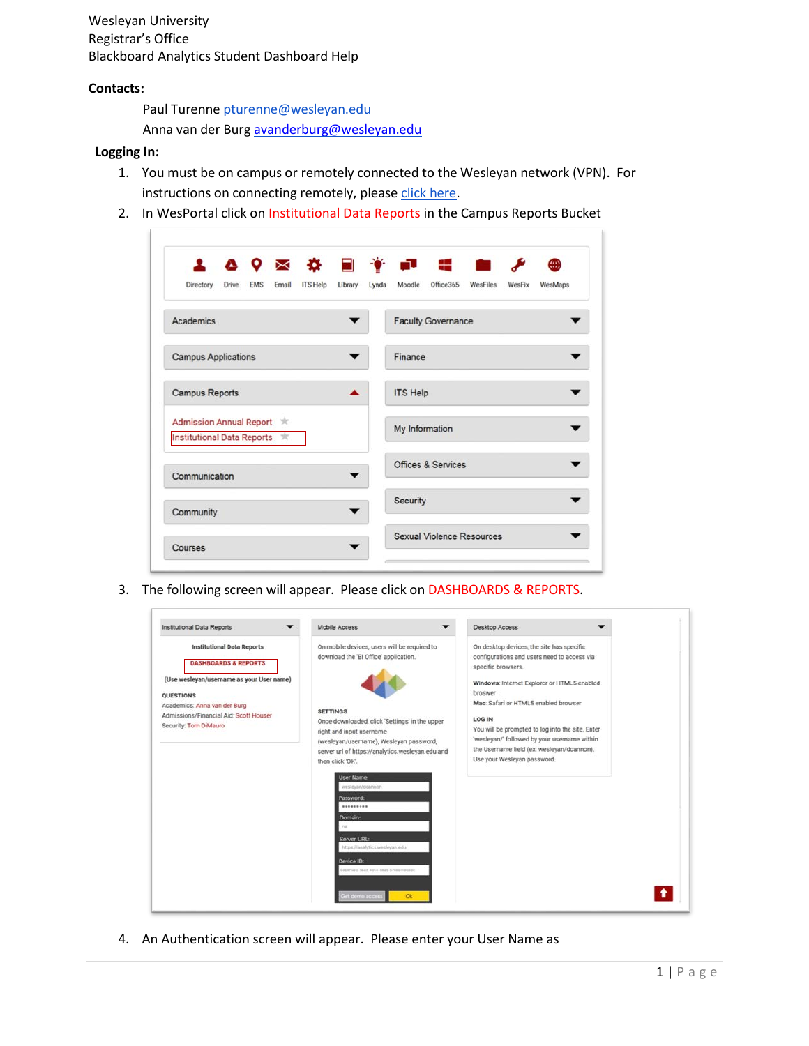Wesleyan University
Registrar's Office
Blackboard Analytics Student Dashboard Help

**Contacts:**

Paul Turenne pturenne@wesleyan.edu
Anna van der Burg avanderburg@wesleyan.edu

**Logging In:**

1. You must be on campus or remotely connected to the Wesleyan network (VPN). For instructions on connecting remotely, please click here.
2. In WesPortal click on Institutional Data Reports in the Campus Reports Bucket
3. The following screen will appear. Please click on DASHBOARDS & REPORTS.
4. An Authentication screen will appear. Please enter your User Name as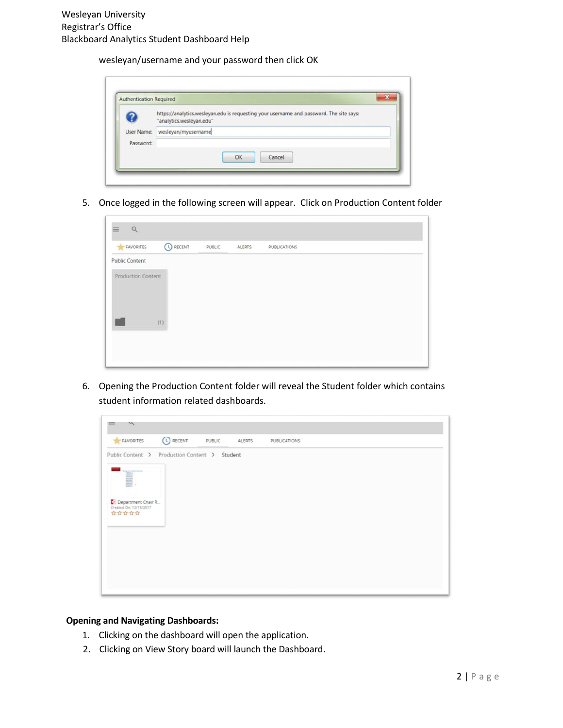wesleyan/username and your password then click OK

5. Once logged in the following screen will appear. Click on Production Content folder

6. Opening the Production Content folder will reveal the Student folder which contains student information related dashboards.

**Opening and Navigating Dashboards:**

1. Clicking on the dashboard will open the application.
2. Clicking on View Story board will launch the Dashboard.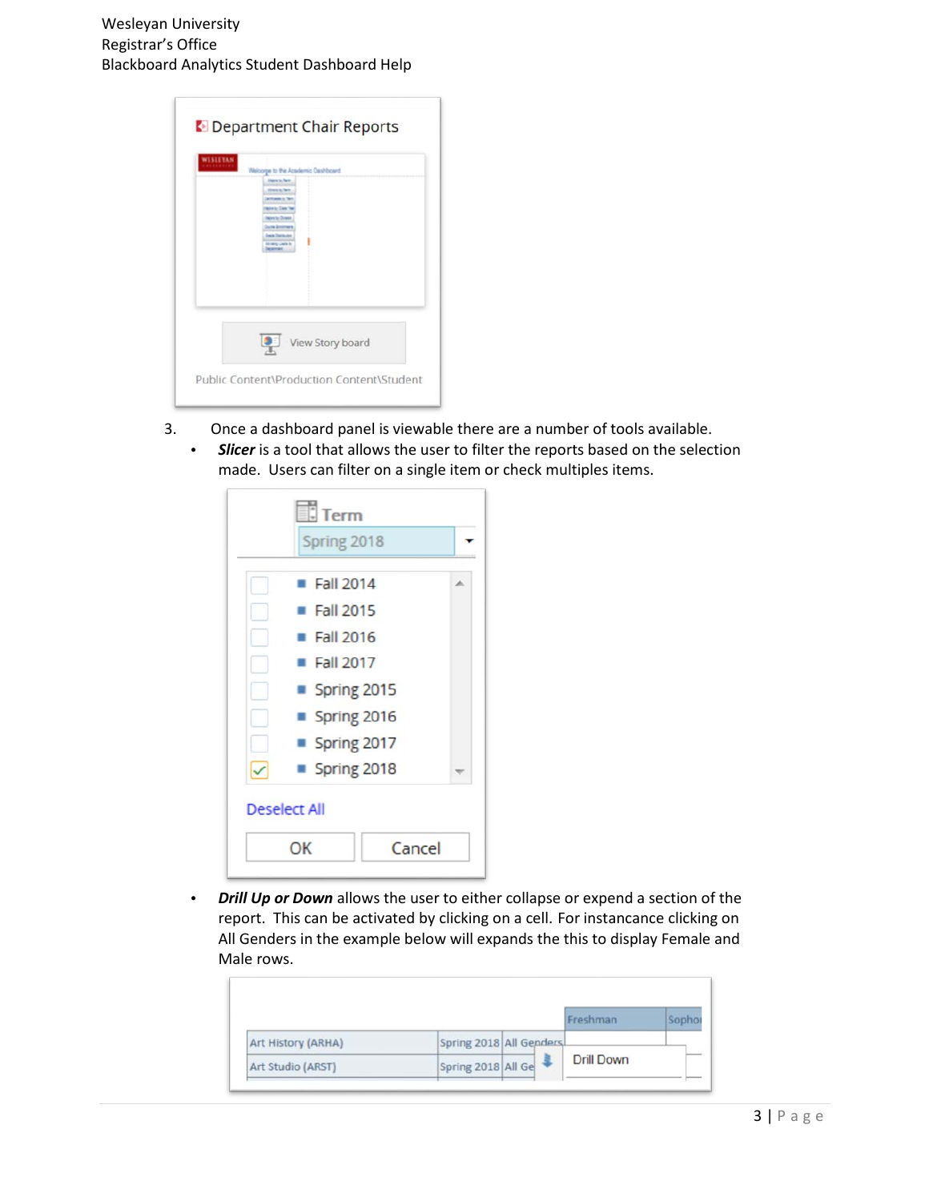3. Once a dashboard panel is viewable there are a number of tools available.
   - ***Slicer*** is a tool that allows the user to filter the reports based on the selection made. Users can filter on a single item or check multiples items.
   - ***Drill Up or Down*** allows the user to either collapse or expend a section of the report. This can be activated by clicking on a cell. For instancance clicking on All Genders in the example below will expands the this to display Female and Male rows.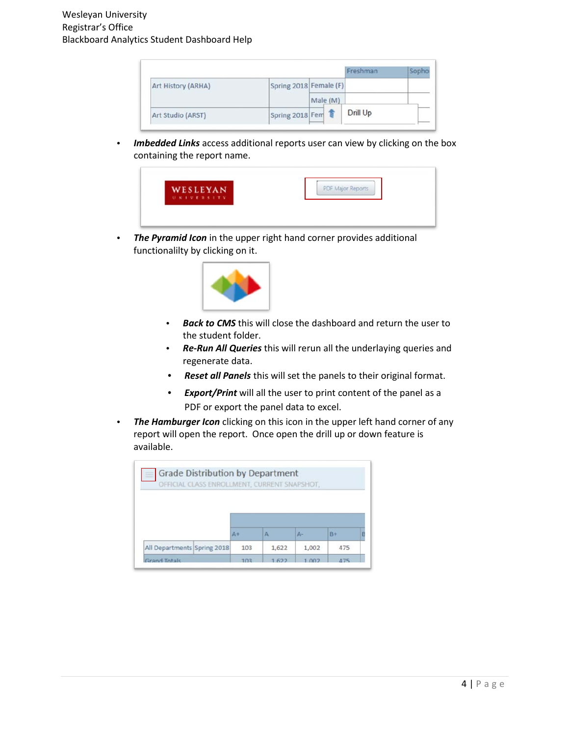- ***Imbedded Links*** access additional reports user can view by clicking on the box containing the report name.

- ***The Pyramid Icon*** in the upper right hand corner provides additional functionalilty by clicking on it.

  - ***Back to CMS*** this will close the dashboard and return the user to the student folder.
  - ***Re-Run All Queries*** this will rerun all the underlaying queries and regenerate data.
  - ***Reset all Panels*** this will set the panels to their original format.
  - ***Export/Print*** will all the user to print content of the panel as a PDF or export the panel data to excel.

- ***The Hamburger Icon*** clicking on this icon in the upper left hand corner of any report will open the report. Once open the drill up or down feature is available.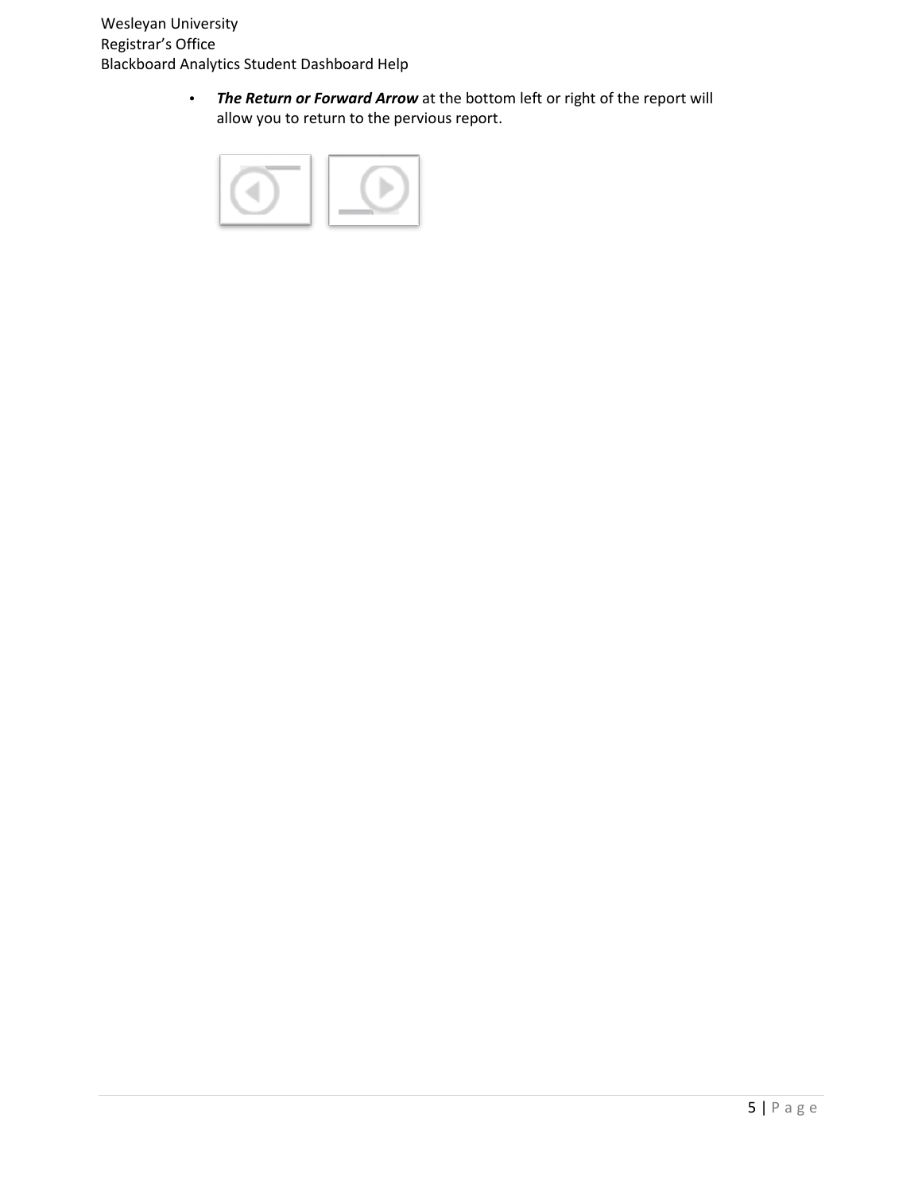- ***The Return or Forward Arrow*** at the bottom left or right of the report will allow you to return to the pervious report.